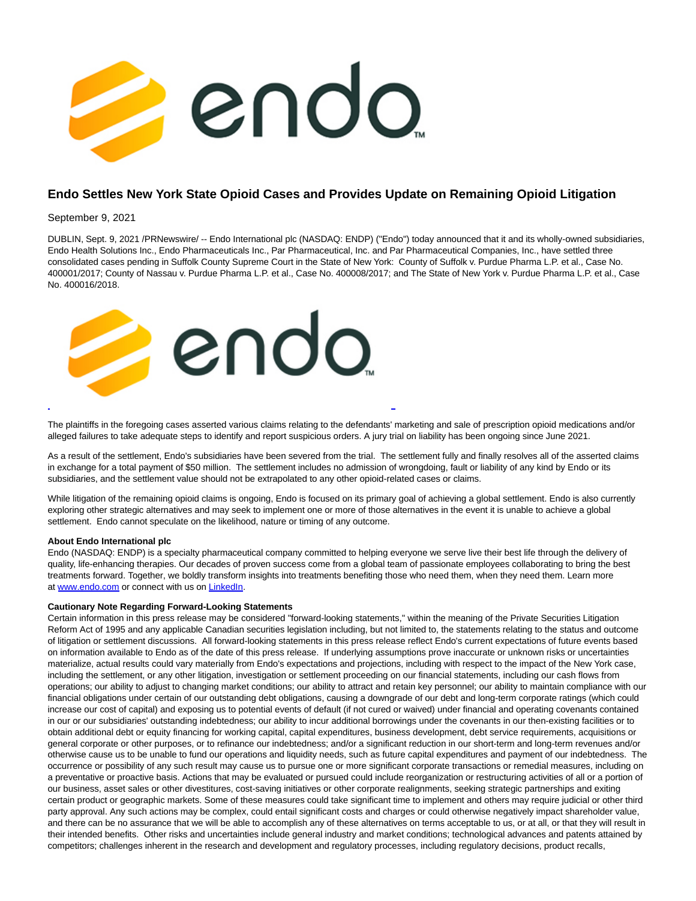# Endo Settles New York State Opioid Cases and Provides Update on Remaining Opioid Litigation

September 9, 2021

DUBLIN, Sept. 9, 2021 /PRNewswire/ -- Endo International plc (NASDAQ: ENDP) ("Endo") today announced that it and its wholly-owned subsidiaries, Endo Health Solutions Inc., Endo Pharmaceuticals Inc., Par Pharmaceutical, Inc. and Par Pharmaceutical Companies, Inc., have settled three consolidated cases pending in Suffolk County Supreme Court in the State of New York: County of Suffolk v. Purdue Pharma L.P. et al., Case No. 400001/2017; County of Nassau v. Purdue Pharma L.P. et al., Case No. 400008/2017; and The State of New York v. Purdue Pharma L.P. et al., Case No. 400016/2018.

The plaintiffs in the foregoing cases asserted various claims relating to the defendants' marketing and sale of prescription opioid medications and/or alleged failures to take adequate steps to identify and report suspicious orders. A jury trial on liability has been ongoing since June 2021.

As a result of the settlement, Endo's subsidiaries have been severed from the trial. The settlement fully and finally resolves all of the asserted claims in exchange for a total payment of $50 million. The settlement includes no admission of wrongdoing, fault or liability of any kind by Endo or its subsidiaries, and the settlement value should not be extrapolated to any other opioid-related cases or claims.

While litigation of the remaining opioid claims is ongoing, Endo is focused on its primary goal of achieving a global settlement. Endo is also currently exploring other strategic alternatives and may seek to implement one or more of those alternatives in the event it is unable to achieve a global settlement. Endo cannot speculate on the likelihood, nature or timing of any outcome.

**About Endo International plc**
Endo (NASDAQ: ENDP) is a specialty pharmaceutical company committed to helping everyone we serve live their best life through the delivery of quality, life-enhancing therapies. Our decades of proven success come from a global team of passionate employees collaborating to bring the best treatments forward. Together, we boldly transform insights into treatments benefiting those who need them, when they need them. Learn more at www.endo.com or connect with us on LinkedIn.

**Cautionary Note Regarding Forward-Looking Statements**
Certain information in this press release may be considered "forward-looking statements," within the meaning of the Private Securities Litigation Reform Act of 1995 and any applicable Canadian securities legislation including, but not limited to, the statements relating to the status and outcome of litigation or settlement discussions. All forward-looking statements in this press release reflect Endo's current expectations of future events based on information available to Endo as of the date of this press release. If underlying assumptions prove inaccurate or unknown risks or uncertainties materialize, actual results could vary materially from Endo's expectations and projections, including with respect to the impact of the New York case, including the settlement, or any other litigation, investigation or settlement proceeding on our financial statements, including our cash flows from operations; our ability to adjust to changing market conditions; our ability to attract and retain key personnel; our ability to maintain compliance with our financial obligations under certain of our outstanding debt obligations, causing a downgrade of our debt and long-term corporate ratings (which could increase our cost of capital) and exposing us to potential events of default (if not cured or waived) under financial and operating covenants contained in our or our subsidiaries' outstanding indebtedness; our ability to incur additional borrowings under the covenants in our then-existing facilities or to obtain additional debt or equity financing for working capital, capital expenditures, business development, debt service requirements, acquisitions or general corporate or other purposes, or to refinance our indebtedness; and/or a significant reduction in our short-term and long-term revenues and/or otherwise cause us to be unable to fund our operations and liquidity needs, such as future capital expenditures and payment of our indebtedness. The occurrence or possibility of any such result may cause us to pursue one or more significant corporate transactions or remedial measures, including on a preventative or proactive basis. Actions that may be evaluated or pursued could include reorganization or restructuring activities of all or a portion of our business, asset sales or other divestitures, cost-saving initiatives or other corporate realignments, seeking strategic partnerships and exiting certain product or geographic markets. Some of these measures could take significant time to implement and others may require judicial or other third party approval. Any such actions may be complex, could entail significant costs and charges or could otherwise negatively impact shareholder value, and there can be no assurance that we will be able to accomplish any of these alternatives on terms acceptable to us, or at all, or that they will result in their intended benefits. Other risks and uncertainties include general industry and market conditions; technological advances and patents attained by competitors; challenges inherent in the research and development and regulatory processes, including regulatory decisions, product recalls,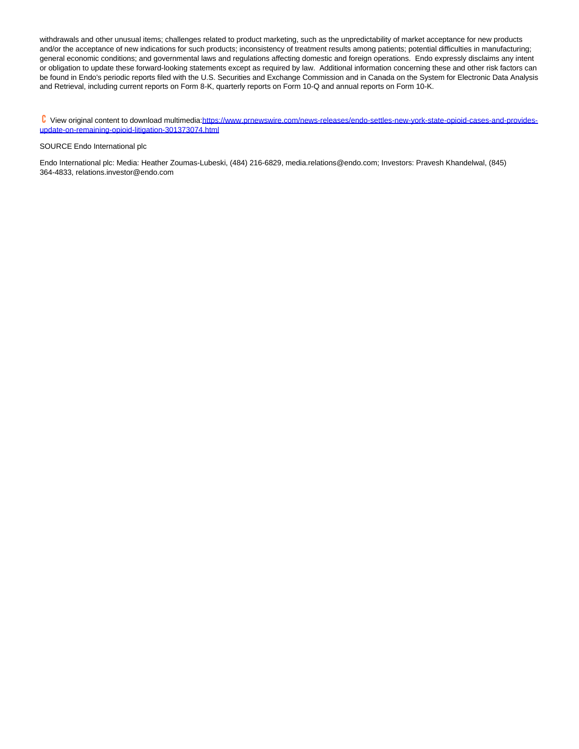withdrawals and other unusual items; challenges related to product marketing, such as the unpredictability of market acceptance for new products and/or the acceptance of new indications for such products; inconsistency of treatment results among patients; potential difficulties in manufacturing; general economic conditions; and governmental laws and regulations affecting domestic and foreign operations. Endo expressly disclaims any intent or obligation to update these forward-looking statements except as required by law. Additional information concerning these and other risk factors can be found in Endo's periodic reports filed with the U.S. Securities and Exchange Commission and in Canada on the System for Electronic Data Analysis and Retrieval, including current reports on Form 8-K, quarterly reports on Form 10-Q and annual reports on Form 10-K.

View original content to download multimedia:[https://www.prnewswire.com/news-releases/endo-settles-new-york-state-opioid-cases-and-provides-update-on-remaining-opioid-litigation-301373074.html](https://www.prnewswire.com/news-releases/endo-settles-new-york-state-opioid-cases-and-provides-update-on-remaining-opioid-litigation-301373074.html)

SOURCE Endo International plc

Endo International plc: Media: Heather Zoumas-Lubeski, (484) 216-6829, media.relations@endo.com; Investors: Pravesh Khandelwal, (845) 364-4833, relations.investor@endo.com